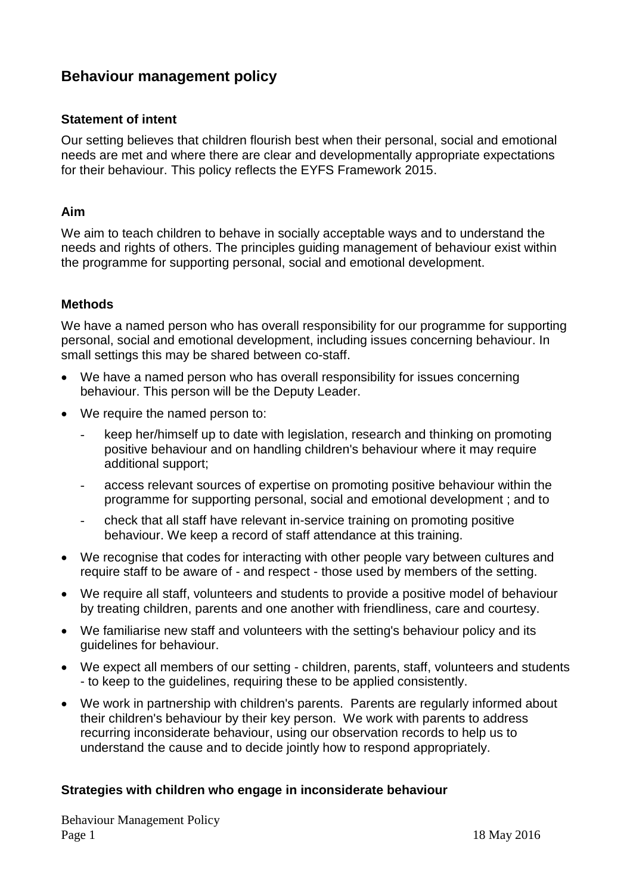# Behaviour management policy

### Statement of intent

Our setting believes that children flourish best when their personal, social and emotional needs are met and where there are clear and developmentally appropriate expectations for their behaviour. This policy reflects the EYFS Framework 2015.

### Aim

We aim to teach children to behave in socially acceptable ways and to understand the needs and rights of others. The principles guiding management of behaviour exist within the programme for supporting personal, social and emotional development.

### Methods

We have a named person who has overall responsibility for our programme for supporting personal, social and emotional development, including issues concerning behaviour. In small settings this may be shared between co-staff.

- We have a named person who has overall responsibility for issues concerning behaviour. This person will be the Deputy Leader.
- We require the named person to:
  - keep her/himself up to date with legislation, research and thinking on promoting positive behaviour and on handling children's behaviour where it may require additional support;
  - access relevant sources of expertise on promoting positive behaviour within the programme for supporting personal, social and emotional development ; and to
  - check that all staff have relevant in-service training on promoting positive behaviour. We keep a record of staff attendance at this training.
- We recognise that codes for interacting with other people vary between cultures and require staff to be aware of - and respect - those used by members of the setting.
- We require all staff, volunteers and students to provide a positive model of behaviour by treating children, parents and one another with friendliness, care and courtesy.
- We familiarise new staff and volunteers with the setting's behaviour policy and its guidelines for behaviour.
- We expect all members of our setting - children, parents, staff, volunteers and students - to keep to the guidelines, requiring these to be applied consistently.
- We work in partnership with children's parents. Parents are regularly informed about their children's behaviour by their key person. We work with parents to address recurring inconsiderate behaviour, using our observation records to help us to understand the cause and to decide jointly how to respond appropriately.

### Strategies with children who engage in inconsiderate behaviour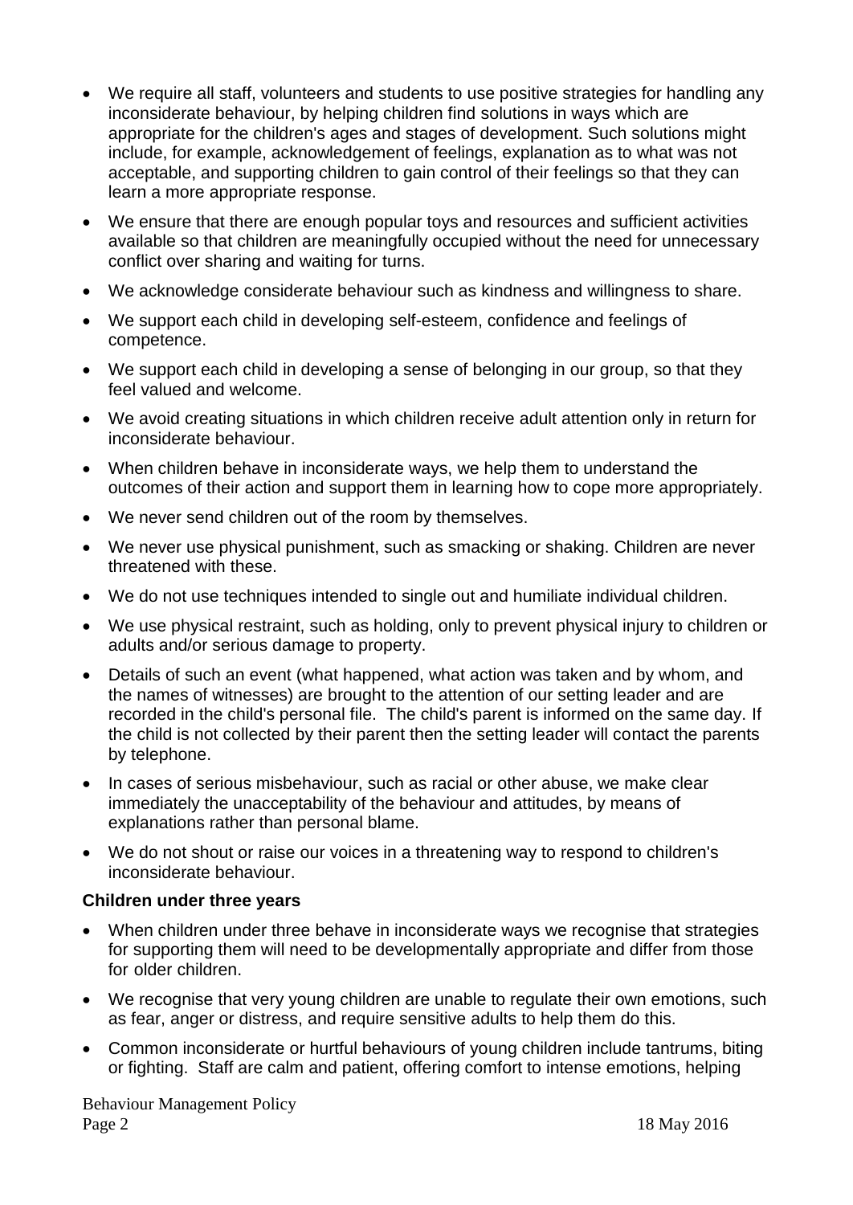- We require all staff, volunteers and students to use positive strategies for handling any inconsiderate behaviour, by helping children find solutions in ways which are appropriate for the children's ages and stages of development. Such solutions might include, for example, acknowledgement of feelings, explanation as to what was not acceptable, and supporting children to gain control of their feelings so that they can learn a more appropriate response.
- We ensure that there are enough popular toys and resources and sufficient activities available so that children are meaningfully occupied without the need for unnecessary conflict over sharing and waiting for turns.
- We acknowledge considerate behaviour such as kindness and willingness to share.
- We support each child in developing self-esteem, confidence and feelings of competence.
- We support each child in developing a sense of belonging in our group, so that they feel valued and welcome.
- We avoid creating situations in which children receive adult attention only in return for inconsiderate behaviour.
- When children behave in inconsiderate ways, we help them to understand the outcomes of their action and support them in learning how to cope more appropriately.
- We never send children out of the room by themselves.
- We never use physical punishment, such as smacking or shaking. Children are never threatened with these.
- We do not use techniques intended to single out and humiliate individual children.
- We use physical restraint, such as holding, only to prevent physical injury to children or adults and/or serious damage to property.
- Details of such an event (what happened, what action was taken and by whom, and the names of witnesses) are brought to the attention of our setting leader and are recorded in the child's personal file. The child's parent is informed on the same day. If the child is not collected by their parent then the setting leader will contact the parents by telephone.
- In cases of serious misbehaviour, such as racial or other abuse, we make clear immediately the unacceptability of the behaviour and attitudes, by means of explanations rather than personal blame.
- We do not shout or raise our voices in a threatening way to respond to children's inconsiderate behaviour.

**Children under three years**

- When children under three behave in inconsiderate ways we recognise that strategies for supporting them will need to be developmentally appropriate and differ from those for older children.
- We recognise that very young children are unable to regulate their own emotions, such as fear, anger or distress, and require sensitive adults to help them do this.
- Common inconsiderate or hurtful behaviours of young children include tantrums, biting or fighting. Staff are calm and patient, offering comfort to intense emotions, helping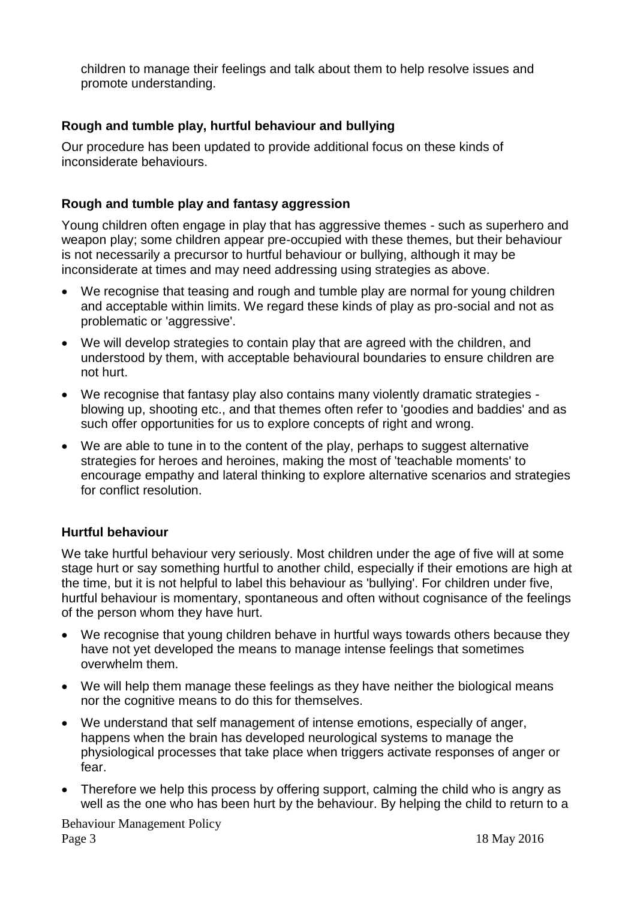children to manage their feelings and talk about them to help resolve issues and promote understanding.

### Rough and tumble play, hurtful behaviour and bullying

Our procedure has been updated to provide additional focus on these kinds of inconsiderate behaviours.

### Rough and tumble play and fantasy aggression

Young children often engage in play that has aggressive themes - such as superhero and weapon play; some children appear pre-occupied with these themes, but their behaviour is not necessarily a precursor to hurtful behaviour or bullying, although it may be inconsiderate at times and may need addressing using strategies as above.

- We recognise that teasing and rough and tumble play are normal for young children and acceptable within limits. We regard these kinds of play as pro-social and not as problematic or 'aggressive'.
- We will develop strategies to contain play that are agreed with the children, and understood by them, with acceptable behavioural boundaries to ensure children are not hurt.
- We recognise that fantasy play also contains many violently dramatic strategies - blowing up, shooting etc., and that themes often refer to 'goodies and baddies' and as such offer opportunities for us to explore concepts of right and wrong.
- We are able to tune in to the content of the play, perhaps to suggest alternative strategies for heroes and heroines, making the most of 'teachable moments' to encourage empathy and lateral thinking to explore alternative scenarios and strategies for conflict resolution.

### Hurtful behaviour

We take hurtful behaviour very seriously. Most children under the age of five will at some stage hurt or say something hurtful to another child, especially if their emotions are high at the time, but it is not helpful to label this behaviour as 'bullying'. For children under five, hurtful behaviour is momentary, spontaneous and often without cognisance of the feelings of the person whom they have hurt.

- We recognise that young children behave in hurtful ways towards others because they have not yet developed the means to manage intense feelings that sometimes overwhelm them.
- We will help them manage these feelings as they have neither the biological means nor the cognitive means to do this for themselves.
- We understand that self management of intense emotions, especially of anger, happens when the brain has developed neurological systems to manage the physiological processes that take place when triggers activate responses of anger or fear.
- Therefore we help this process by offering support, calming the child who is angry as well as the one who has been hurt by the behaviour. By helping the child to return to a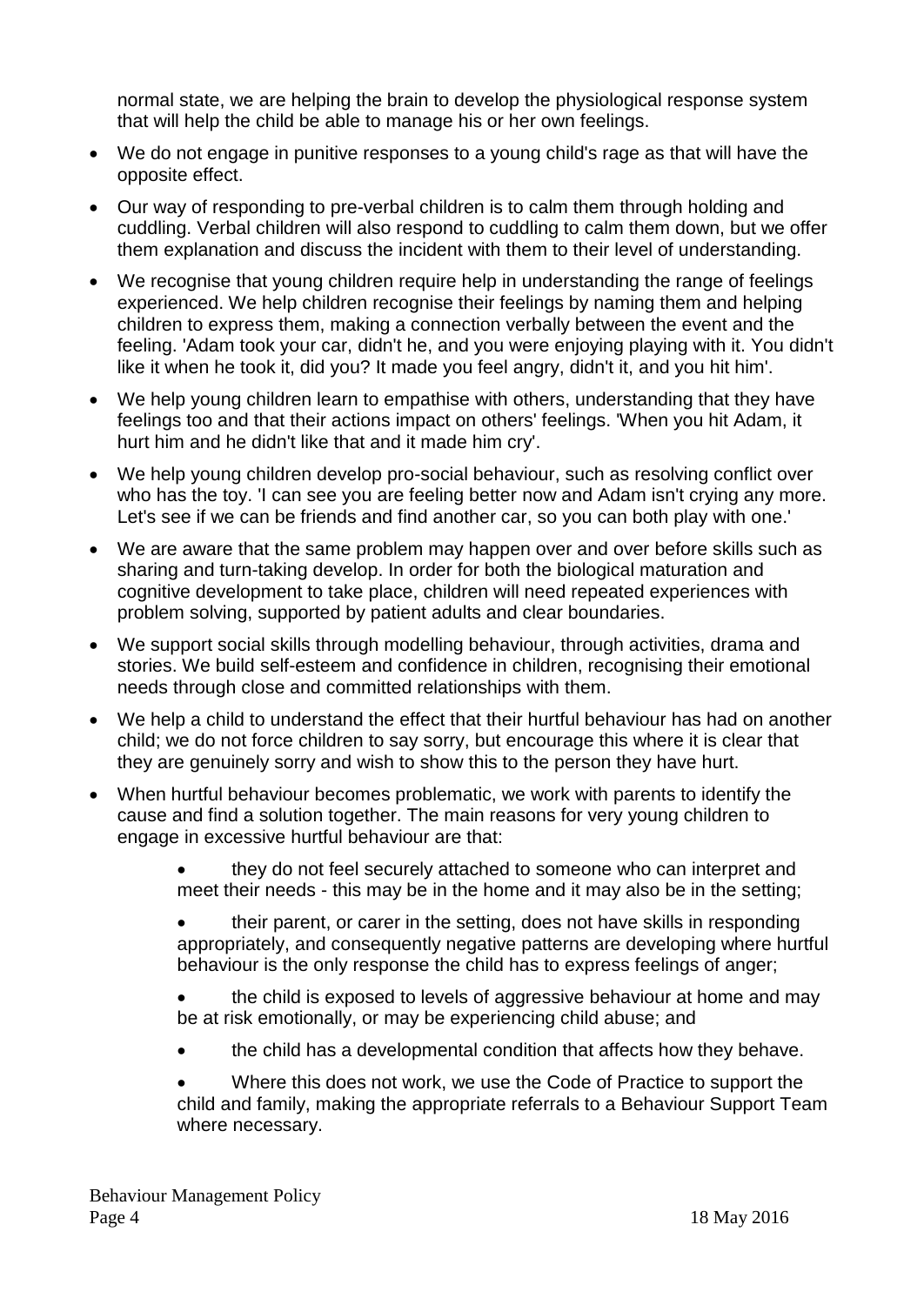normal state, we are helping the brain to develop the physiological response system that will help the child be able to manage his or her own feelings.

- We do not engage in punitive responses to a young child's rage as that will have the opposite effect.
- Our way of responding to pre-verbal children is to calm them through holding and cuddling. Verbal children will also respond to cuddling to calm them down, but we offer them explanation and discuss the incident with them to their level of understanding.
- We recognise that young children require help in understanding the range of feelings experienced. We help children recognise their feelings by naming them and helping children to express them, making a connection verbally between the event and the feeling. 'Adam took your car, didn't he, and you were enjoying playing with it. You didn't like it when he took it, did you? It made you feel angry, didn't it, and you hit him'.
- We help young children learn to empathise with others, understanding that they have feelings too and that their actions impact on others' feelings. 'When you hit Adam, it hurt him and he didn't like that and it made him cry'.
- We help young children develop pro-social behaviour, such as resolving conflict over who has the toy. 'I can see you are feeling better now and Adam isn't crying any more. Let's see if we can be friends and find another car, so you can both play with one.'
- We are aware that the same problem may happen over and over before skills such as sharing and turn-taking develop. In order for both the biological maturation and cognitive development to take place, children will need repeated experiences with problem solving, supported by patient adults and clear boundaries.
- We support social skills through modelling behaviour, through activities, drama and stories. We build self-esteem and confidence in children, recognising their emotional needs through close and committed relationships with them.
- We help a child to understand the effect that their hurtful behaviour has had on another child; we do not force children to say sorry, but encourage this where it is clear that they are genuinely sorry and wish to show this to the person they have hurt.
- When hurtful behaviour becomes problematic, we work with parents to identify the cause and find a solution together. The main reasons for very young children to engage in excessive hurtful behaviour are that:
    - they do not feel securely attached to someone who can interpret and meet their needs - this may be in the home and it may also be in the setting;
    - their parent, or carer in the setting, does not have skills in responding appropriately, and consequently negative patterns are developing where hurtful behaviour is the only response the child has to express feelings of anger;
    - the child is exposed to levels of aggressive behaviour at home and may be at risk emotionally, or may be experiencing child abuse; and
    - the child has a developmental condition that affects how they behave.
    - Where this does not work, we use the Code of Practice to support the child and family, making the appropriate referrals to a Behaviour Support Team where necessary.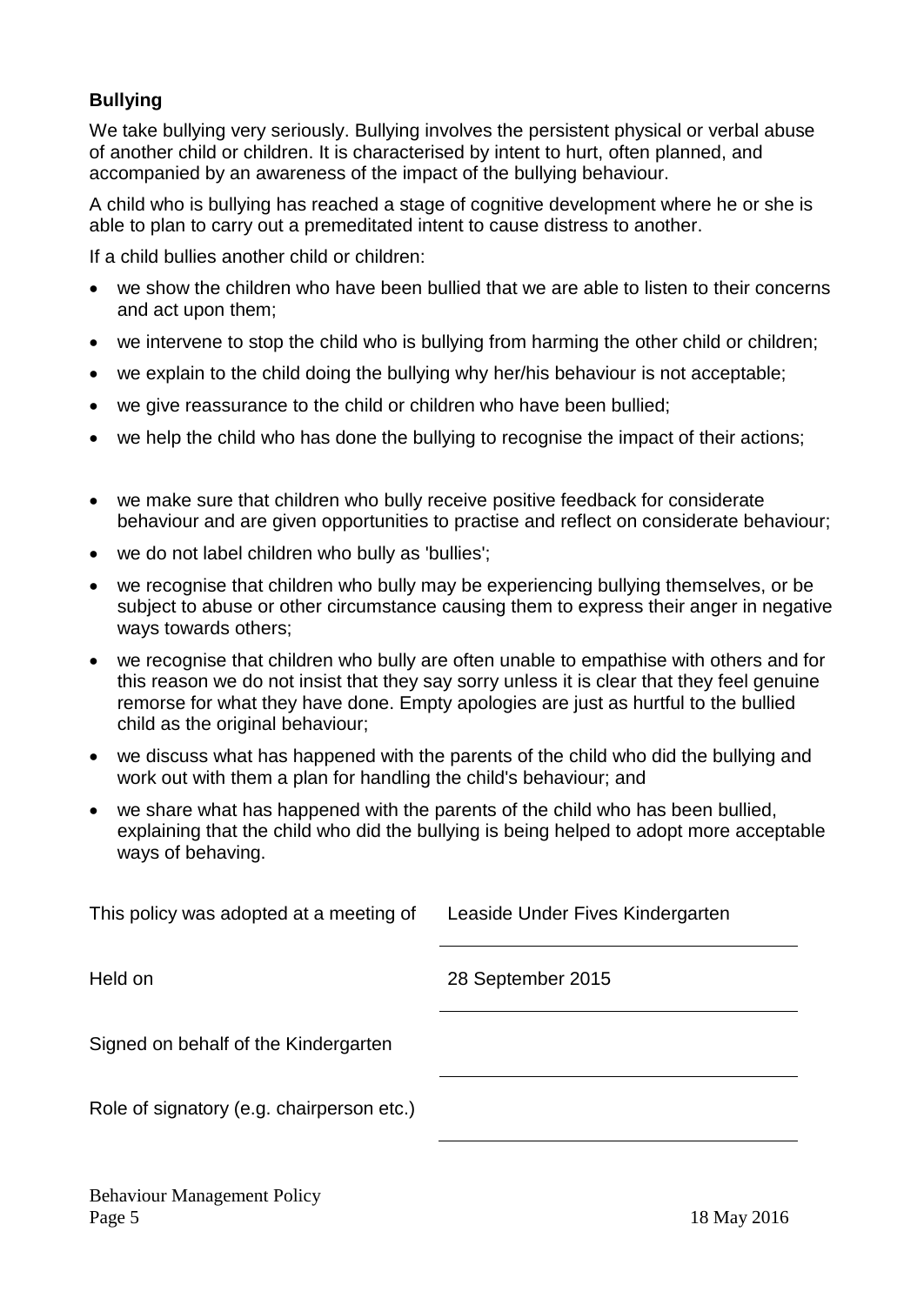### Bullying

We take bullying very seriously. Bullying involves the persistent physical or verbal abuse of another child or children. It is characterised by intent to hurt, often planned, and accompanied by an awareness of the impact of the bullying behaviour.

A child who is bullying has reached a stage of cognitive development where he or she is able to plan to carry out a premeditated intent to cause distress to another.

If a child bullies another child or children:

- we show the children who have been bullied that we are able to listen to their concerns and act upon them;
- we intervene to stop the child who is bullying from harming the other child or children;
- we explain to the child doing the bullying why her/his behaviour is not acceptable;
- we give reassurance to the child or children who have been bullied;
- we help the child who has done the bullying to recognise the impact of their actions;
- we make sure that children who bully receive positive feedback for considerate behaviour and are given opportunities to practise and reflect on considerate behaviour;
- we do not label children who bully as 'bullies';
- we recognise that children who bully may be experiencing bullying themselves, or be subject to abuse or other circumstance causing them to express their anger in negative ways towards others;
- we recognise that children who bully are often unable to empathise with others and for this reason we do not insist that they say sorry unless it is clear that they feel genuine remorse for what they have done. Empty apologies are just as hurtful to the bullied child as the original behaviour;
- we discuss what has happened with the parents of the child who did the bullying and work out with them a plan for handling the child's behaviour; and
- we share what has happened with the parents of the child who has been bullied, explaining that the child who did the bullying is being helped to adopt more acceptable ways of behaving.

| | |
|---|---|
| This policy was adopted at a meeting of | Leaside Under Fives Kindergarten |
| Held on | 28 September 2015 |
| Signed on behalf of the Kindergarten | |
| Role of signatory (e.g. chairperson etc.) | |